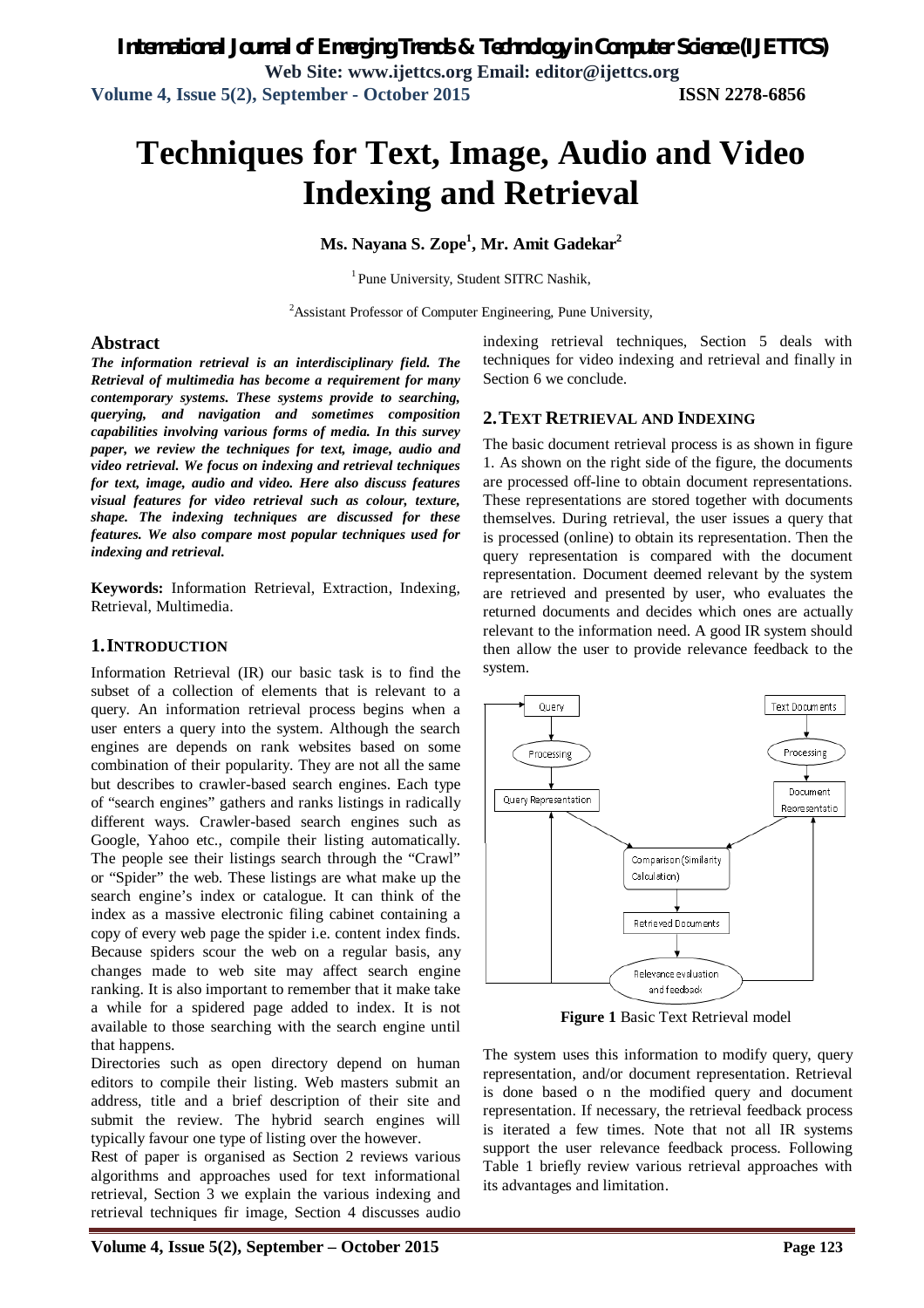# Techniques for Text, Image, Audio and Video Indexing and Retrieval

**Ms. Nayana S. Zope[1], Mr. Amit Gadekar[2]**

[1] Pune University, Student SITRC Nashik,

[2]Assistant Professor of Computer Engineering, Pune University,

## Abstract

***The information retrieval is an interdisciplinary field. The Retrieval of multimedia has become a requirement for many contemporary systems. These systems provide to searching, querying, and navigation and sometimes composition capabilities involving various forms of media. In this survey paper, we review the techniques for text, image, audio and video retrieval. We focus on indexing and retrieval techniques for text, image, audio and video. Here also discuss features visual features for video retrieval such as colour, texture, shape. The indexing techniques are discussed for these features. We also compare most popular techniques used for indexing and retrieval.***

**Keywords:** Information Retrieval, Extraction, Indexing, Retrieval, Multimedia.

## 1. INTRODUCTION

Information Retrieval (IR) our basic task is to find the subset of a collection of elements that is relevant to a query. An information retrieval process begins when a user enters a query into the system. Although the search engines are depends on rank websites based on some combination of their popularity. They are not all the same but describes to crawler-based search engines. Each type of "search engines" gathers and ranks listings in radically different ways. Crawler-based search engines such as Google, Yahoo etc., compile their listing automatically. The people see their listings search through the "Crawl" or "Spider" the web. These listings are what make up the search engine's index or catalogue. It can think of the index as a massive electronic filing cabinet containing a copy of every web page the spider i.e. content index finds. Because spiders scour the web on a regular basis, any changes made to web site may affect search engine ranking. It is also important to remember that it make take a while for a spidered page added to index. It is not available to those searching with the search engine until that happens.

Directories such as open directory depend on human editors to compile their listing. Web masters submit an address, title and a brief description of their site and submit the review. The hybrid search engines will typically favour one type of listing over the however.

Rest of paper is organised as Section 2 reviews various algorithms and approaches used for text informational retrieval, Section 3 we explain the various indexing and retrieval techniques fir image, Section 4 discusses audio indexing retrieval techniques, Section 5 deals with techniques for video indexing and retrieval and finally in Section 6 we conclude.

## 2. TEXT RETRIEVAL AND INDEXING

The basic document retrieval process is as shown in figure 1. As shown on the right side of the figure, the documents are processed off-line to obtain document representations. These representations are stored together with documents themselves. During retrieval, the user issues a query that is processed (online) to obtain its representation. Then the query representation is compared with the document representation. Document deemed relevant by the system are retrieved and presented by user, who evaluates the returned documents and decides which ones are actually relevant to the information need. A good IR system should then allow the user to provide relevance feedback to the system.

**Figure 1** Basic Text Retrieval model

The system uses this information to modify query, query representation, and/or document representation. Retrieval is done based o n the modified query and document representation. If necessary, the retrieval feedback process is iterated a few times. Note that not all IR systems support the user relevance feedback process. Following Table 1 briefly review various retrieval approaches with its advantages and limitation.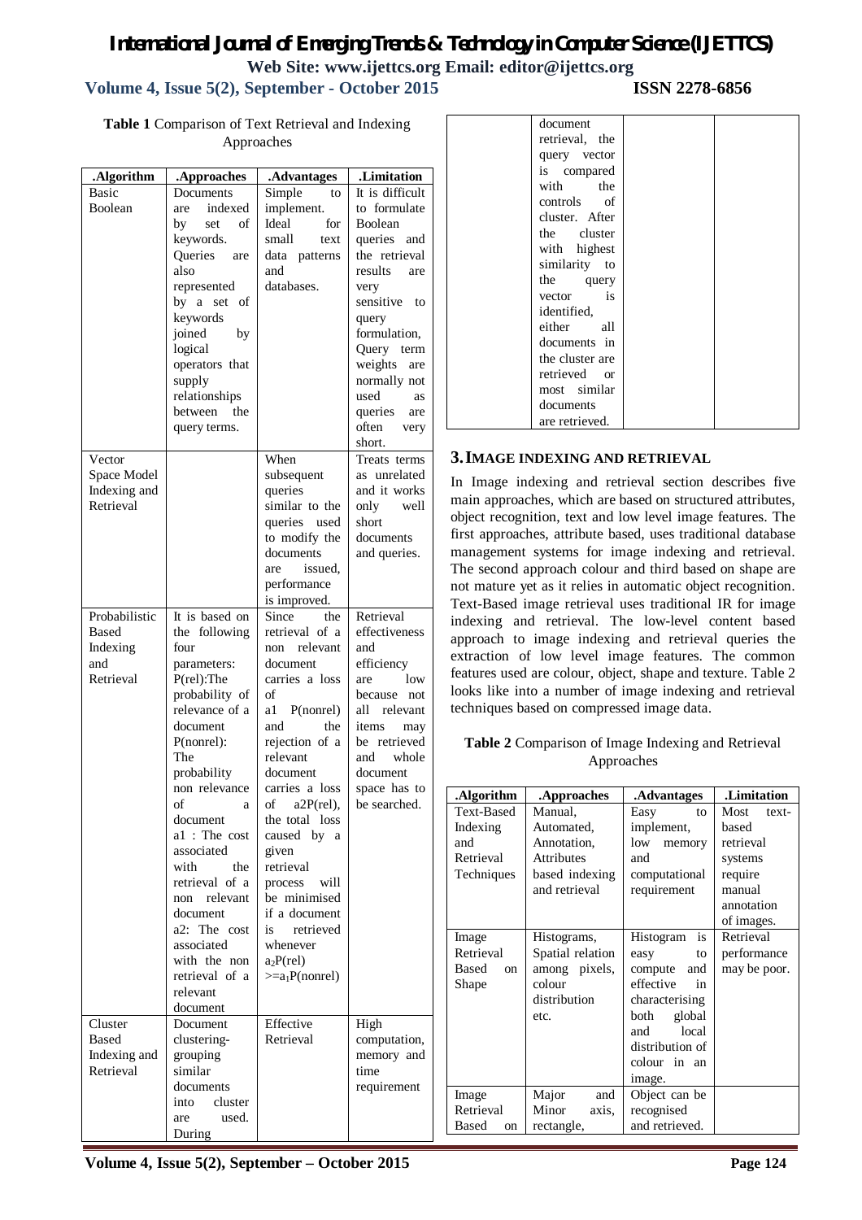**Table 1** Comparison of Text Retrieval and Indexing Approaches

| .Algorithm | .Approaches | .Advantages | .Limitation |
|---|---|---|---|
| Basic Boolean | Documents are indexed by set of keywords. Queries are also represented by a set of keywords joined by logical operators that supply relationships between the query terms. | Simple to implement. Ideal for small text data patterns and databases. | It is difficult to formulate Boolean queries and the retrieval results are very sensitive to query formulation, Query term weights are normally not used as queries are often very short. |
| Vector Space Model Indexing and Retrieval | | When subsequent queries similar to the queries used to modify the documents are issued, performance is improved. | Treats terms as unrelated and it works only well short documents and queries. |
| Probabilistic Based Indexing and Retrieval | It is based on the following four parameters: P(rel):The probability of relevance of a document P(nonrel): The probability non relevance of a document a1 : The cost associated with the retrieval of a non relevant document a2: The cost associated with the non retrieval of a relevant document | Since the retrieval of a non relevant document carries a loss of a1 P(nonrel) and the rejection of a relevant document carries a loss of a2P(rel), the total loss caused by a given retrieval process will be minimised if a document is retrieved whenever $a_2P(rel) >= a_1P(nonrel)$ | Retrieval effectiveness and efficiency are low because not all relevant items may be retrieved and whole document space has to be searched. |
| Cluster Based Indexing and Retrieval | Document clustering-grouping similar documents into cluster are used. During document retrieval, the query vector is compared with the controls of cluster. After the cluster with highest similarity to the query vector is identified, either all documents in the cluster are retrieved or most similar documents are retrieved. | Effective Retrieval | High computation, memory and time requirement |

## 3. IMAGE INDEXING AND RETRIEVAL

In Image indexing and retrieval section describes five main approaches, which are based on structured attributes, object recognition, text and low level image features. The first approaches, attribute based, uses traditional database management systems for image indexing and retrieval. The second approach colour and third based on shape are not mature yet as it relies in automatic object recognition. Text-Based image retrieval uses traditional IR for image indexing and retrieval. The low-level content based approach to image indexing and retrieval queries the extraction of low level image features. The common features used are colour, object, shape and texture. Table 2 looks like into a number of image indexing and retrieval techniques based on compressed image data.

**Table 2** Comparison of Image Indexing and Retrieval Approaches

| .Algorithm | .Approaches | .Advantages | .Limitation |
|---|---|---|---|
| Text-Based Indexing and Retrieval Techniques | Manual, Automated, Annotation, Attributes based indexing and retrieval | Easy to implement, low memory and computational requirement | Most text-based retrieval systems require manual annotation of images. |
| Image Retrieval Based on Shape | Histograms, Spatial relation among pixels, colour distribution etc. | Histogram is easy to compute and effective in characterising both global and local distribution of colour in an image. | Retrieval performance may be poor. |
| Image Retrieval Based on | Major and Minor axis, rectangle, | Object can be recognised and retrieved. | |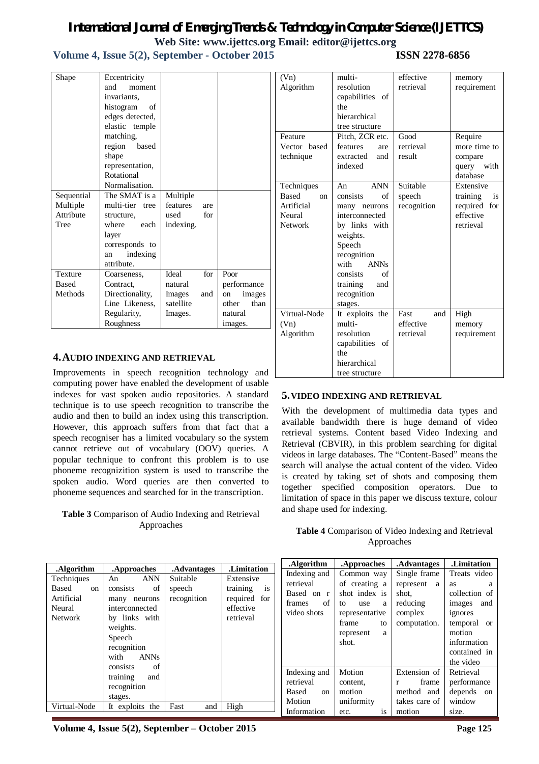| Shape | Eccentricity and moment invariants, histogram of edges detected, elastic temple matching, region based shape representation, Rotational Normalisation. | | |
|---|---|---|---|
| Sequential Multiple Attribute Tree | The SMAT is a multi-tier tree structure, where each layer corresponds to an indexing attribute. | Multiple features are used for indexing. | |
| Texture Based Methods | Coarseness, Contract, Directionality, Line Likeness, Regularity, Roughness | Ideal for natural Images and satellite Images. | Poor performance on images other than natural images. |

## 4. AUDIO INDEXING AND RETRIEVAL

Improvements in speech recognition technology and computing power have enabled the development of usable indexes for vast spoken audio repositories. A standard technique is to use speech recognition to transcribe the audio and then to build an index using this transcription. However, this approach suffers from that fact that a speech recogniser has a limited vocabulary so the system cannot retrieve out of vocabulary (OOV) queries. A popular technique to confront this problem is to use phoneme recognizition system is used to transcribe the spoken audio. Word queries are then converted to phoneme sequences and searched for in the transcription.

**Table 3** Comparison of Audio Indexing and Retrieval Approaches

| .Algorithm | .Approaches | .Advantages | .Limitation |
|---|---|---|---|
| Techniques Based on Artificial Neural Network | An ANN consists of many neurons interconnected by links with weights. Speech recognition with ANNs consists of training and recognition stages. | Suitable speech recognition | Extensive training is required for effective retrieval |
| Virtual-Node (Vn) Algorithm | It exploits the multi-resolution capabilities of the hierarchical tree structure | Fast and effective retrieval | High memory requirement |
| Feature Vector based technique | Pitch, ZCR etc. features are extracted and indexed | Good retrieval result | Require more time to compare query with database |
| Techniques Based on Artificial Neural Network | An ANN consists of many neurons interconnected by links with weights. Speech recognition with ANNs consists of training and recognition stages. | Suitable speech recognition | Extensive training is required for effective retrieval |
| Virtual-Node (Vn) Algorithm | It exploits the multi-resolution capabilities of the hierarchical tree structure | Fast and effective retrieval | High memory requirement |

## 5. VIDEO INDEXING AND RETRIEVAL

With the development of multimedia data types and available bandwidth there is huge demand of video retrieval systems. Content based Video Indexing and Retrieval (CBVIR), in this problem searching for digital videos in large databases. The "Content-Based" means the search will analyse the actual content of the video. Video is created by taking set of shots and composing them together specified composition operators. Due to limitation of space in this paper we discuss texture, colour and shape used for indexing.

**Table 4** Comparison of Video Indexing and Retrieval Approaches

| .Algorithm | .Approaches | .Advantages | .Limitation |
|---|---|---|---|
| Indexing and retrieval Based on r frames of video shots | Common way of creating a shot index is to use a representative frame to represent a shot. | Single frame represent a shot, reducing complex computation. | Treats video as a collection of images and ignores temporal or motion information contained in the video |
| Indexing and retrieval Based on Motion Information | Motion content, motion uniformity etc. is | Extension of r frame method and takes care of motion | Retrieval performance depends on window size. |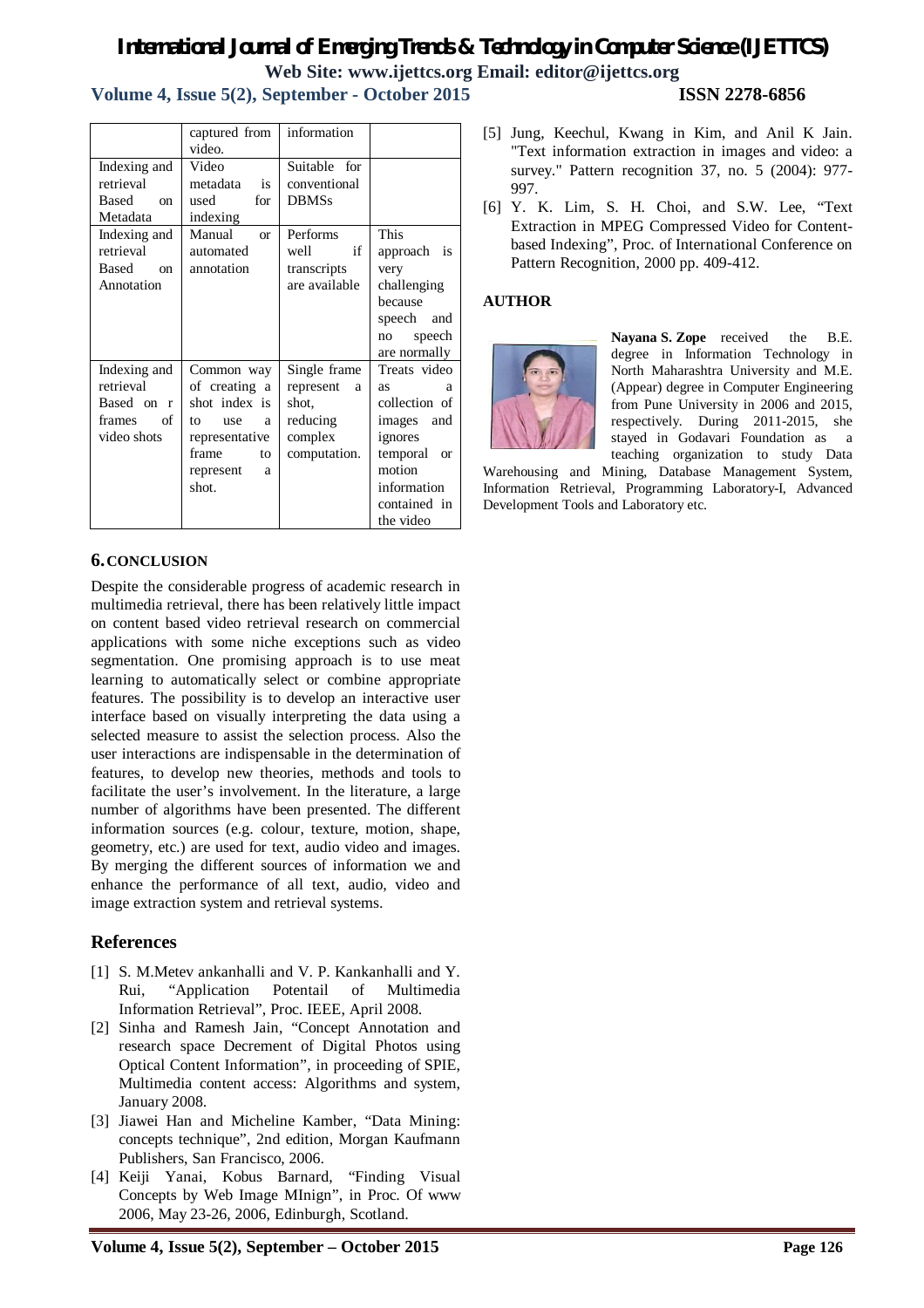| | | | |
|---|---|---|---|
| | captured from video. | information | |
| Indexing and retrieval Based on Metadata | Video metadata is used for indexing | Suitable for conventional DBMSs | |
| Indexing and retrieval Based on Annotation | Manual or automated annotation | Performs well if transcripts are available | This approach is very challenging because speech and no speech are normally |
| Indexing and retrieval Based on r frames of video shots | Common way of creating a shot index is to use a representative frame to represent a shot. | Single frame represent a shot, reducing complex computation. | Treats video as a collection of images and ignores temporal or motion information contained in the video |

## 6. CONCLUSION

Despite the considerable progress of academic research in multimedia retrieval, there has been relatively little impact on content based video retrieval research on commercial applications with some niche exceptions such as video segmentation. One promising approach is to use meat learning to automatically select or combine appropriate features. The possibility is to develop an interactive user interface based on visually interpreting the data using a selected measure to assist the selection process. Also the user interactions are indispensable in the determination of features, to develop new theories, methods and tools to facilitate the user's involvement. In the literature, a large number of algorithms have been presented. The different information sources (e.g. colour, texture, motion, shape, geometry, etc.) are used for text, audio video and images. By merging the different sources of information we and enhance the performance of all text, audio, video and image extraction system and retrieval systems.

## References

[1] S. M.Metev ankanhalli and V. P. Kankanhalli and Y. Rui, "Application Potentail of Multimedia Information Retrieval", Proc. IEEE, April 2008.

[2] Sinha and Ramesh Jain, "Concept Annotation and research space Decrement of Digital Photos using Optical Content Information", in proceeding of SPIE, Multimedia content access: Algorithms and system, January 2008.

[3] Jiawei Han and Micheline Kamber, "Data Mining: concepts technique", 2nd edition, Morgan Kaufmann Publishers, San Francisco, 2006.

[4] Keiji Yanai, Kobus Barnard, "Finding Visual Concepts by Web Image MInign", in Proc. Of www 2006, May 23-26, 2006, Edinburgh, Scotland.

[5] Jung, Keechul, Kwang in Kim, and Anil K Jain. "Text information extraction in images and video: a survey." Pattern recognition 37, no. 5 (2004): 977-997.

[6] Y. K. Lim, S. H. Choi, and S.W. Lee, "Text Extraction in MPEG Compressed Video for Content-based Indexing", Proc. of International Conference on Pattern Recognition, 2000 pp. 409-412.

## AUTHOR

**Nayana S. Zope** received the B.E. degree in Information Technology in North Maharashtra University and M.E. (Appear) degree in Computer Engineering from Pune University in 2006 and 2015, respectively. During 2011-2015, she stayed in Godavari Foundation as a teaching organization to study Data Warehousing and Mining, Database Management System, Information Retrieval, Programming Laboratory-I, Advanced Development Tools and Laboratory etc.